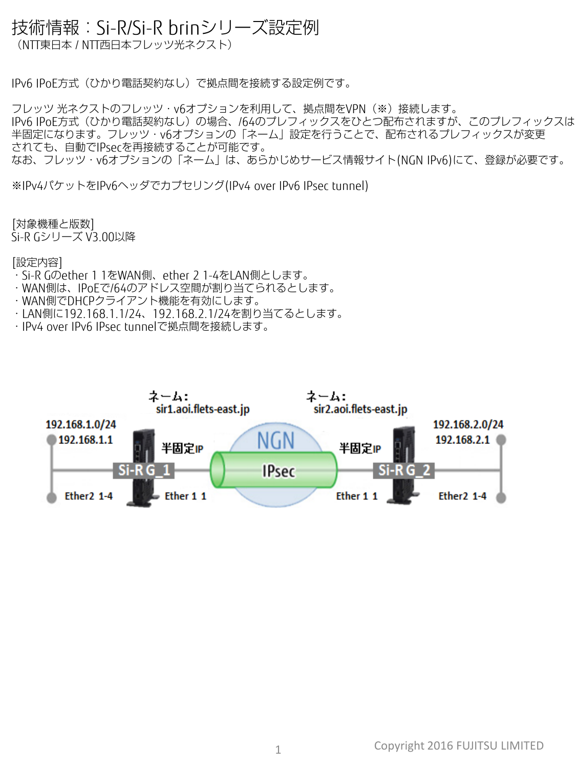# 技術情報：Si-R/Si-R brinシリーズ設定例

（NTT東日本 / NTT西日本フレッツ光ネクスト）

IPv6 IPoE方式（ひかり電話契約なし）で拠点間を接続する設定例です。

フレッツ 光ネクストのフレッツ・v6オプションを利用して、拠点間をVPN（※）接続します。
IPv6 IPoE方式（ひかり電話契約なし）の場合、/64のプレフィックスをひとつ配布されますが、このプレフィックスは半固定になります。フレッツ・v6オプションの「ネーム」設定を行うことで、配布されるプレフィックスが変更されても、自動でIPsecを再接続することが可能です。
なお、フレッツ・v6オプションの「ネーム」は、あらかじめサービス情報サイト(NGN IPv6)にて、登録が必要です。

※IPv4パケットをIPv6ヘッダでカプセリング(IPv4 over IPv6 IPsec tunnel)

[対象機種と版数]
Si-R Gシリーズ V3.00以降

[設定内容]
・Si-R Gのether 1 1をWAN側、ether 2 1-4をLAN側とします。
・WAN側は、IPoEで/64のアドレス空間が割り当てられるとします。
・WAN側でDHCPクライアント機能を有効にします。
・LAN側に192.168.1.1/24、192.168.2.1/24を割り当てるとします。
・IPv4 over IPv6 IPsec tunnelで拠点間を接続します。

ネーム：sir1.aoi.flets-east.jp　ネーム：sir2.aoi.flets-east.jp

192.168.1.0/24　192.168.1.1　Si-R G_1　Ether2 1-4　Ether 1 1　半固定IP　NGN　IPsec　半固定IP　Ether 1 1　Si-R G_2　Ether2 1-4　192.168.2.0/24　192.168.2.1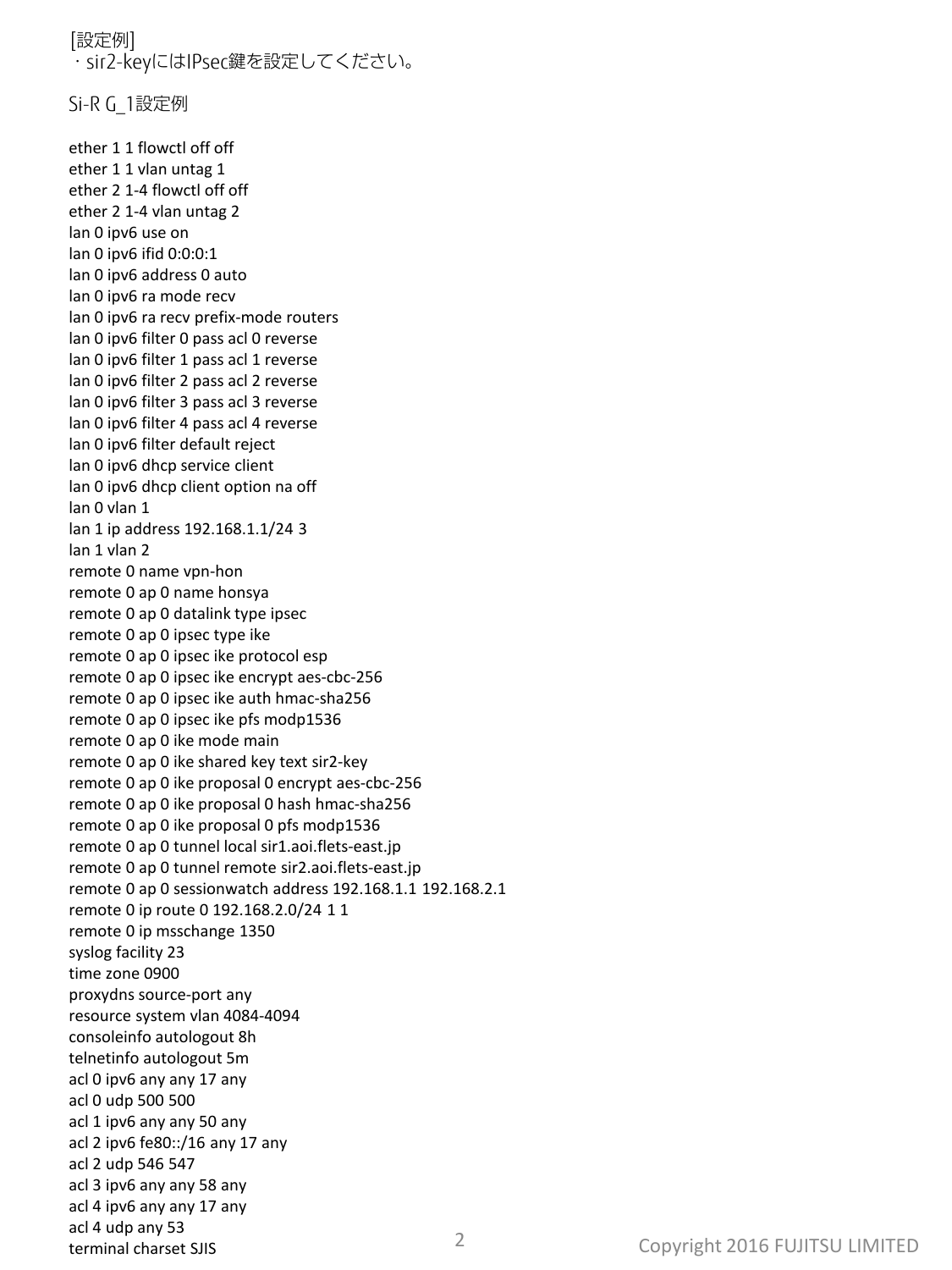[設定例]
・sir2-keyにはIPsec鍵を設定してください。

Si-R G_1設定例

```
ether 1 1 flowctl off off
ether 1 1 vlan untag 1
ether 2 1-4 flowctl off off
ether 2 1-4 vlan untag 2
lan 0 ipv6 use on
lan 0 ipv6 ifid 0:0:0:1
lan 0 ipv6 address 0 auto
lan 0 ipv6 ra mode recv
lan 0 ipv6 ra recv prefix-mode routers
lan 0 ipv6 filter 0 pass acl 0 reverse
lan 0 ipv6 filter 1 pass acl 1 reverse
lan 0 ipv6 filter 2 pass acl 2 reverse
lan 0 ipv6 filter 3 pass acl 3 reverse
lan 0 ipv6 filter 4 pass acl 4 reverse
lan 0 ipv6 filter default reject
lan 0 ipv6 dhcp service client
lan 0 ipv6 dhcp client option na off
lan 0 vlan 1
lan 1 ip address 192.168.1.1/24 3
lan 1 vlan 2
remote 0 name vpn-hon
remote 0 ap 0 name honsya
remote 0 ap 0 datalink type ipsec
remote 0 ap 0 ipsec type ike
remote 0 ap 0 ipsec ike protocol esp
remote 0 ap 0 ipsec ike encrypt aes-cbc-256
remote 0 ap 0 ipsec ike auth hmac-sha256
remote 0 ap 0 ipsec ike pfs modp1536
remote 0 ap 0 ike mode main
remote 0 ap 0 ike shared key text sir2-key
remote 0 ap 0 ike proposal 0 encrypt aes-cbc-256
remote 0 ap 0 ike proposal 0 hash hmac-sha256
remote 0 ap 0 ike proposal 0 pfs modp1536
remote 0 ap 0 tunnel local sir1.aoi.flets-east.jp
remote 0 ap 0 tunnel remote sir2.aoi.flets-east.jp
remote 0 ap 0 sessionwatch address 192.168.1.1 192.168.2.1
remote 0 ip route 0 192.168.2.0/24 1 1
remote 0 ip msschange 1350
syslog facility 23
time zone 0900
proxydns source-port any
resource system vlan 4084-4094
consoleinfo autologout 8h
telnetinfo autologout 5m
acl 0 ipv6 any any 17 any
acl 0 udp 500 500
acl 1 ipv6 any any 50 any
acl 2 ipv6 fe80::/16 any 17 any
acl 2 udp 546 547
acl 3 ipv6 any any 58 any
acl 4 ipv6 any any 17 any
acl 4 udp any 53
terminal charset SJIS
```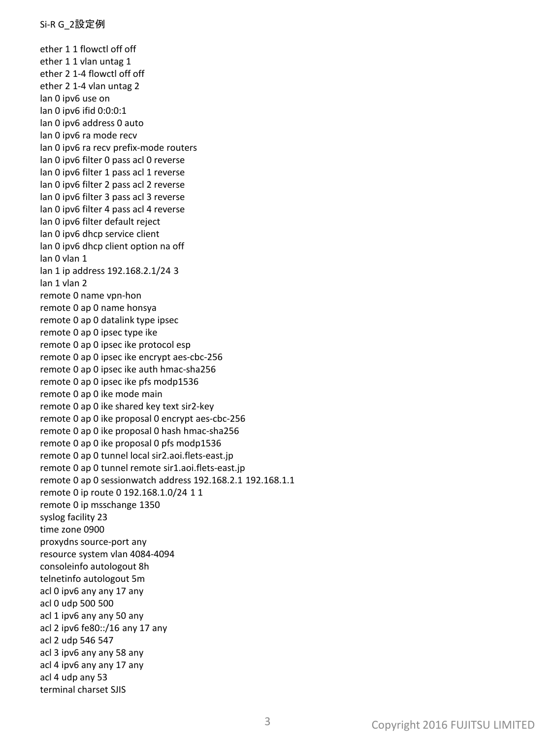Si-R G_2設定例

```
ether 1 1 flowctl off off
ether 1 1 vlan untag 1
ether 2 1-4 flowctl off off
ether 2 1-4 vlan untag 2
lan 0 ipv6 use on
lan 0 ipv6 ifid 0:0:0:1
lan 0 ipv6 address 0 auto
lan 0 ipv6 ra mode recv
lan 0 ipv6 ra recv prefix-mode routers
lan 0 ipv6 filter 0 pass acl 0 reverse
lan 0 ipv6 filter 1 pass acl 1 reverse
lan 0 ipv6 filter 2 pass acl 2 reverse
lan 0 ipv6 filter 3 pass acl 3 reverse
lan 0 ipv6 filter 4 pass acl 4 reverse
lan 0 ipv6 filter default reject
lan 0 ipv6 dhcp service client
lan 0 ipv6 dhcp client option na off
lan 0 vlan 1
lan 1 ip address 192.168.2.1/24 3
lan 1 vlan 2
remote 0 name vpn-hon
remote 0 ap 0 name honsya
remote 0 ap 0 datalink type ipsec
remote 0 ap 0 ipsec type ike
remote 0 ap 0 ipsec ike protocol esp
remote 0 ap 0 ipsec ike encrypt aes-cbc-256
remote 0 ap 0 ipsec ike auth hmac-sha256
remote 0 ap 0 ipsec ike pfs modp1536
remote 0 ap 0 ike mode main
remote 0 ap 0 ike shared key text sir2-key
remote 0 ap 0 ike proposal 0 encrypt aes-cbc-256
remote 0 ap 0 ike proposal 0 hash hmac-sha256
remote 0 ap 0 ike proposal 0 pfs modp1536
remote 0 ap 0 tunnel local sir2.aoi.flets-east.jp
remote 0 ap 0 tunnel remote sir1.aoi.flets-east.jp
remote 0 ap 0 sessionwatch address 192.168.2.1 192.168.1.1
remote 0 ip route 0 192.168.1.0/24 1 1
remote 0 ip msschange 1350
syslog facility 23
time zone 0900
proxydns source-port any
resource system vlan 4084-4094
consoleinfo autologout 8h
telnetinfo autologout 5m
acl 0 ipv6 any any 17 any
acl 0 udp 500 500
acl 1 ipv6 any any 50 any
acl 2 ipv6 fe80::/16 any 17 any
acl 2 udp 546 547
acl 3 ipv6 any any 58 any
acl 4 ipv6 any any 17 any
acl 4 udp any 53
terminal charset SJIS
```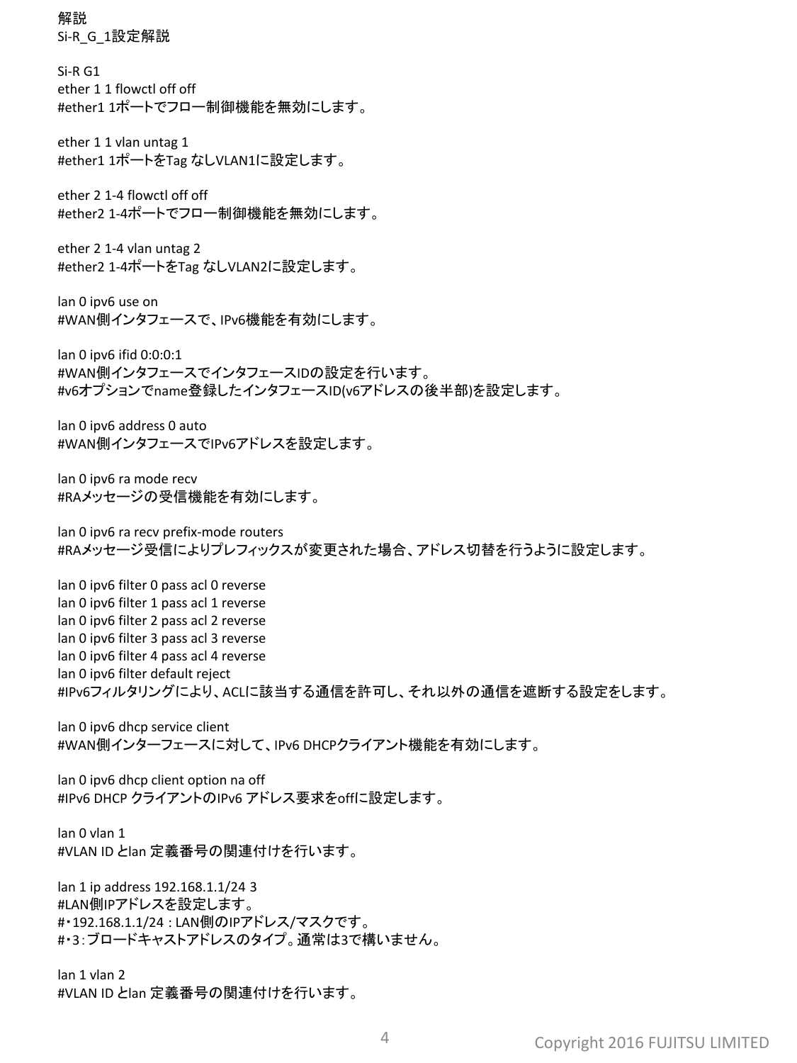解説

Si-R_G_1設定解説

Si-R G1

ether 1 1 flowctl off off
#ether1 1ポートでフロー制御機能を無効にします。

ether 1 1 vlan untag 1
#ether1 1ポートをTag なしVLAN1に設定します。

ether 2 1-4 flowctl off off
#ether2 1-4ポートでフロー制御機能を無効にします。

ether 2 1-4 vlan untag 2
#ether2 1-4ポートをTag なしVLAN2に設定します。

lan 0 ipv6 use on
#WAN側インタフェースで、IPv6機能を有効にします。

lan 0 ipv6 ifid 0:0:0:1
#WAN側インタフェースでインタフェースIDの設定を行います。
#v6オプションでname登録したインタフェースID(v6アドレスの後半部)を設定します。

lan 0 ipv6 address 0 auto
#WAN側インタフェースでIPv6アドレスを設定します。

lan 0 ipv6 ra mode recv
#RAメッセージの受信機能を有効にします。

lan 0 ipv6 ra recv prefix-mode routers
#RAメッセージ受信によりプレフィックスが変更された場合、アドレス切替を行うように設定します。

lan 0 ipv6 filter 0 pass acl 0 reverse
lan 0 ipv6 filter 1 pass acl 1 reverse
lan 0 ipv6 filter 2 pass acl 2 reverse
lan 0 ipv6 filter 3 pass acl 3 reverse
lan 0 ipv6 filter 4 pass acl 4 reverse
lan 0 ipv6 filter default reject
#IPv6フィルタリングにより、ACLに該当する通信を許可し、それ以外の通信を遮断する設定をします。

lan 0 ipv6 dhcp service client
#WAN側インターフェースに対して、IPv6 DHCPクライアント機能を有効にします。

lan 0 ipv6 dhcp client option na off
#IPv6 DHCP クライアントのIPv6 アドレス要求をoffに設定します。

lan 0 vlan 1
#VLAN ID とlan 定義番号の関連付けを行います。

lan 1 ip address 192.168.1.1/24 3
#LAN側IPアドレスを設定します。
#・192.168.1.1/24 : LAN側のIPアドレス/マスクです。
#・3：ブロードキャストアドレスのタイプ。通常は3で構いません。

lan 1 vlan 2
#VLAN ID とlan 定義番号の関連付けを行います。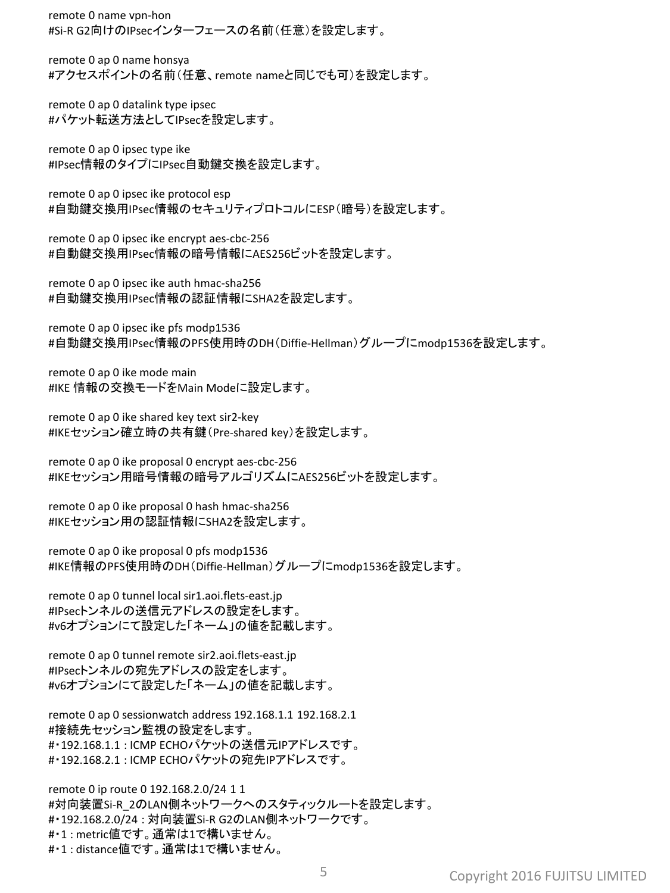```
remote 0 name vpn-hon
#Si-R G2向けのIPsecインターフェースの名前（任意）を設定します。

remote 0 ap 0 name honsya
#アクセスポイントの名前（任意、remote nameと同じでも可）を設定します。

remote 0 ap 0 datalink type ipsec
#パケット転送方法としてIPsecを設定します。

remote 0 ap 0 ipsec type ike
#IPsec情報のタイプにIPsec自動鍵交換を設定します。

remote 0 ap 0 ipsec ike protocol esp
#自動鍵交換用IPsec情報のセキュリティプロトコルにESP（暗号）を設定します。

remote 0 ap 0 ipsec ike encrypt aes-cbc-256
#自動鍵交換用IPsec情報の暗号情報にAES256ビットを設定します。

remote 0 ap 0 ipsec ike auth hmac-sha256
#自動鍵交換用IPsec情報の認証情報にSHA2を設定します。

remote 0 ap 0 ipsec ike pfs modp1536
#自動鍵交換用IPsec情報のPFS使用時のDH（Diffie-Hellman）グループにmodp1536を設定します。

remote 0 ap 0 ike mode main
#IKE 情報の交換モードをMain Modeに設定します。

remote 0 ap 0 ike shared key text sir2-key
#IKEセッション確立時の共有鍵（Pre-shared key）を設定します。

remote 0 ap 0 ike proposal 0 encrypt aes-cbc-256
#IKEセッション用暗号情報の暗号アルゴリズムにAES256ビットを設定します。

remote 0 ap 0 ike proposal 0 hash hmac-sha256
#IKEセッション用の認証情報にSHA2を設定します。

remote 0 ap 0 ike proposal 0 pfs modp1536
#IKE情報のPFS使用時のDH（Diffie-Hellman）グループにmodp1536を設定します。

remote 0 ap 0 tunnel local sir1.aoi.flets-east.jp
#IPsecトンネルの送信元アドレスの設定をします。
#v6オプションにて設定した「ネーム」の値を記載します。

remote 0 ap 0 tunnel remote sir2.aoi.flets-east.jp
#IPsecトンネルの宛先アドレスの設定をします。
#v6オプションにて設定した「ネーム」の値を記載します。

remote 0 ap 0 sessionwatch address 192.168.1.1 192.168.2.1
#接続先セッション監視の設定をします。
#・192.168.1.1 : ICMP ECHOパケットの送信元IPアドレスです。
#・192.168.2.1 : ICMP ECHOパケットの宛先IPアドレスです。

remote 0 ip route 0 192.168.2.0/24 1 1
#対向装置Si-R_2のLAN側ネットワークへのスタティックルートを設定します。
#・192.168.2.0/24 : 対向装置Si-R G2のLAN側ネットワークです。
#・1 : metric値です。通常は1で構いません。
#・1 : distance値です。通常は1で構いません。
```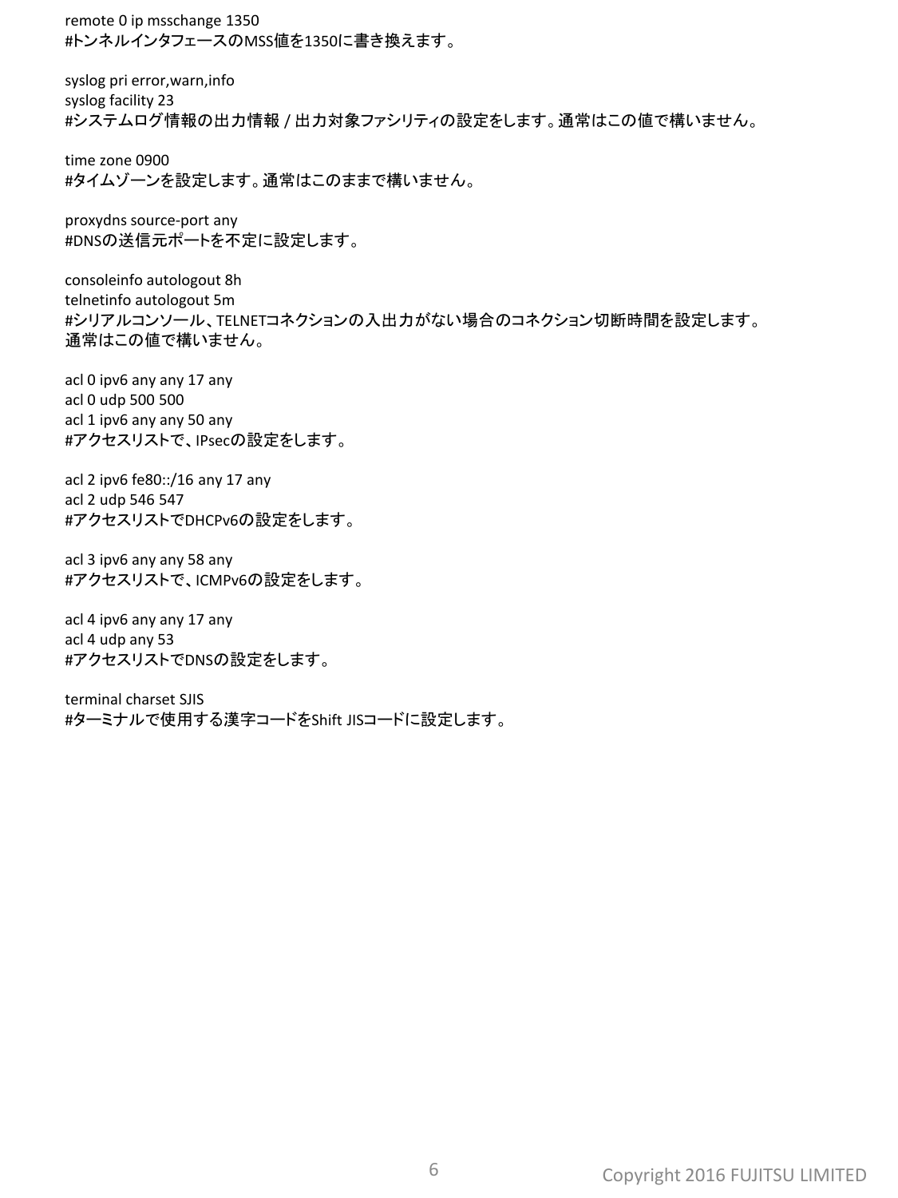remote 0 ip msschange 1350
#トンネルインタフェースのMSS値を1350に書き換えます。

syslog pri error,warn,info
syslog facility 23
#システムログ情報の出力情報 / 出力対象ファシリティの設定をします。通常はこの値で構いません。

time zone 0900
#タイムゾーンを設定します。通常はこのままで構いません。

proxydns source-port any
#DNSの送信元ポートを不定に設定します。

consoleinfo autologout 8h
telnetinfo autologout 5m
#シリアルコンソール、TELNETコネクションの入出力がない場合のコネクション切断時間を設定します。
通常はこの値で構いません。

acl 0 ipv6 any any 17 any
acl 0 udp 500 500
acl 1 ipv6 any any 50 any
#アクセスリストで、IPsecの設定をします。

acl 2 ipv6 fe80::/16 any 17 any
acl 2 udp 546 547
#アクセスリストでDHCPv6の設定をします。

acl 3 ipv6 any any 58 any
#アクセスリストで、ICMPv6の設定をします。

acl 4 ipv6 any any 17 any
acl 4 udp any 53
#アクセスリストでDNSの設定をします。

terminal charset SJIS
#ターミナルで使用する漢字コードをShift JISコードに設定します。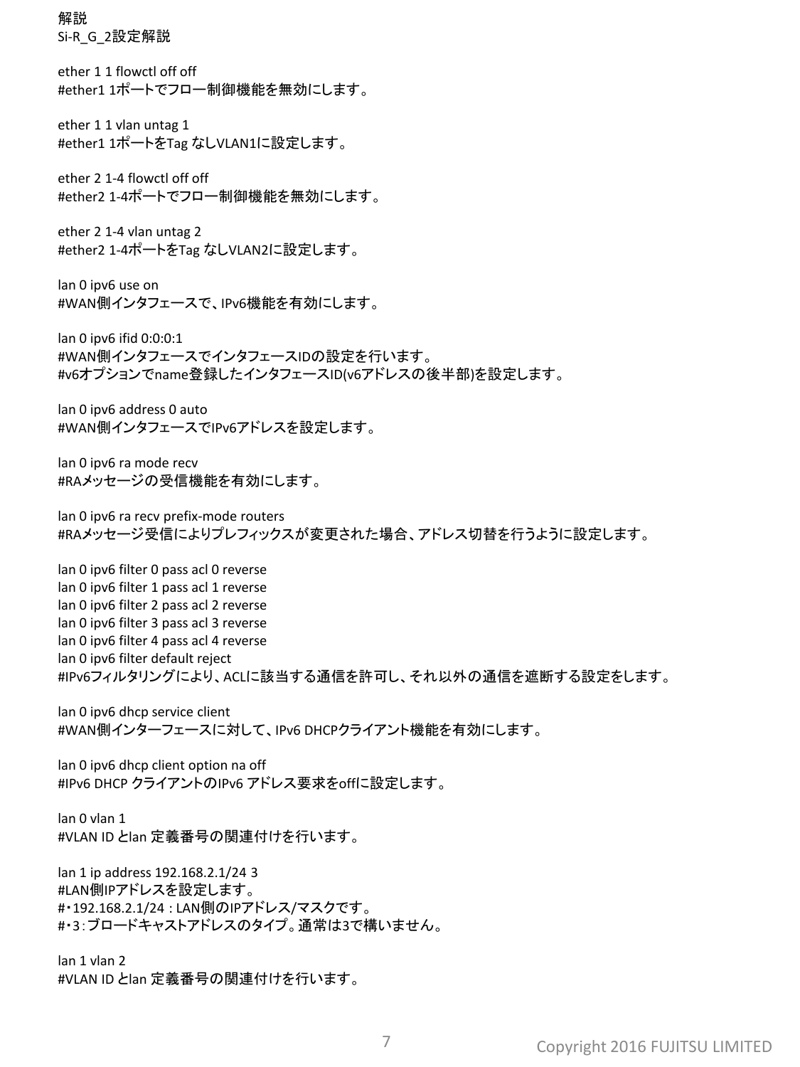解説

Si-R_G_2設定解説

ether 1 1 flowctl off off
#ether1 1ポートでフロー制御機能を無効にします。

ether 1 1 vlan untag 1
#ether1 1ポートをTag なしVLAN1に設定します。

ether 2 1-4 flowctl off off
#ether2 1-4ポートでフロー制御機能を無効にします。

ether 2 1-4 vlan untag 2
#ether2 1-4ポートをTag なしVLAN2に設定します。

lan 0 ipv6 use on
#WAN側インタフェースで、IPv6機能を有効にします。

lan 0 ipv6 ifid 0:0:0:1
#WAN側インタフェースでインタフェースIDの設定を行います。
#v6オプションでname登録したインタフェースID(v6アドレスの後半部)を設定します。

lan 0 ipv6 address 0 auto
#WAN側インタフェースでIPv6アドレスを設定します。

lan 0 ipv6 ra mode recv
#RAメッセージの受信機能を有効にします。

lan 0 ipv6 ra recv prefix-mode routers
#RAメッセージ受信によりプレフィックスが変更された場合、アドレス切替を行うように設定します。

lan 0 ipv6 filter 0 pass acl 0 reverse
lan 0 ipv6 filter 1 pass acl 1 reverse
lan 0 ipv6 filter 2 pass acl 2 reverse
lan 0 ipv6 filter 3 pass acl 3 reverse
lan 0 ipv6 filter 4 pass acl 4 reverse
lan 0 ipv6 filter default reject
#IPv6フィルタリングにより、ACLに該当する通信を許可し、それ以外の通信を遮断する設定をします。

lan 0 ipv6 dhcp service client
#WAN側インターフェースに対して、IPv6 DHCPクライアント機能を有効にします。

lan 0 ipv6 dhcp client option na off
#IPv6 DHCP クライアントのIPv6 アドレス要求をoffに設定します。

lan 0 vlan 1
#VLAN ID とlan 定義番号の関連付けを行います。

lan 1 ip address 192.168.2.1/24 3
#LAN側IPアドレスを設定します。
#・192.168.2.1/24 : LAN側のIPアドレス/マスクです。
#・3：ブロードキャストアドレスのタイプ。通常は3で構いません。

lan 1 vlan 2
#VLAN ID とlan 定義番号の関連付けを行います。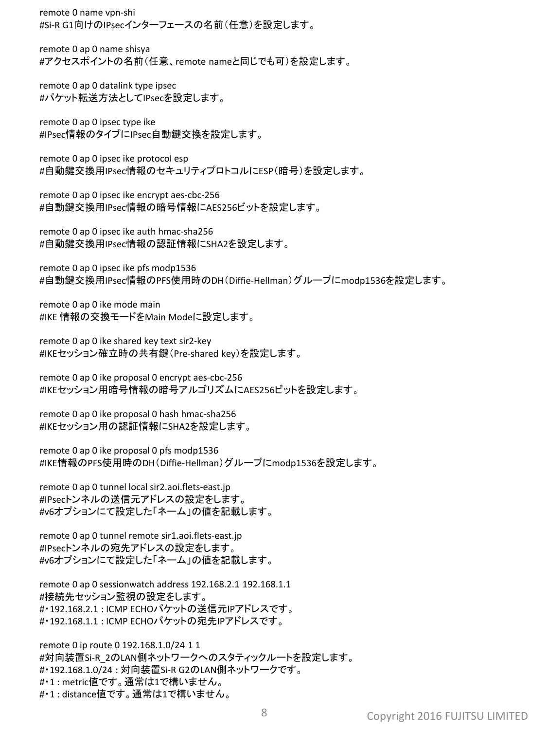```
remote 0 name vpn-shi
#Si-R G1向けのIPsecインターフェースの名前（任意）を設定します。

remote 0 ap 0 name shisya
#アクセスポイントの名前（任意、remote nameと同じでも可）を設定します。

remote 0 ap 0 datalink type ipsec
#パケット転送方法としてIPsecを設定します。

remote 0 ap 0 ipsec type ike
#IPsec情報のタイプにIPsec自動鍵交換を設定します。

remote 0 ap 0 ipsec ike protocol esp
#自動鍵交換用IPsec情報のセキュリティプロトコルにESP（暗号）を設定します。

remote 0 ap 0 ipsec ike encrypt aes-cbc-256
#自動鍵交換用IPsec情報の暗号情報にAES256ビットを設定します。

remote 0 ap 0 ipsec ike auth hmac-sha256
#自動鍵交換用IPsec情報の認証情報にSHA2を設定します。

remote 0 ap 0 ipsec ike pfs modp1536
#自動鍵交換用IPsec情報のPFS使用時のDH（Diffie-Hellman）グループにmodp1536を設定します。

remote 0 ap 0 ike mode main
#IKE 情報の交換モードをMain Modeに設定します。

remote 0 ap 0 ike shared key text sir2-key
#IKEセッション確立時の共有鍵（Pre-shared key）を設定します。

remote 0 ap 0 ike proposal 0 encrypt aes-cbc-256
#IKEセッション用暗号情報の暗号アルゴリズムにAES256ビットを設定します。

remote 0 ap 0 ike proposal 0 hash hmac-sha256
#IKEセッション用の認証情報にSHA2を設定します。

remote 0 ap 0 ike proposal 0 pfs modp1536
#IKE情報のPFS使用時のDH（Diffie-Hellman）グループにmodp1536を設定します。

remote 0 ap 0 tunnel local sir2.aoi.flets-east.jp
#IPsecトンネルの送信元アドレスの設定をします。
#v6オプションにて設定した「ネーム」の値を記載します。

remote 0 ap 0 tunnel remote sir1.aoi.flets-east.jp
#IPsecトンネルの宛先アドレスの設定をします。
#v6オプションにて設定した「ネーム」の値を記載します。

remote 0 ap 0 sessionwatch address 192.168.2.1 192.168.1.1
#接続先セッション監視の設定をします。
#・192.168.2.1 : ICMP ECHOパケットの送信元IPアドレスです。
#・192.168.1.1 : ICMP ECHOパケットの宛先IPアドレスです。

remote 0 ip route 0 192.168.1.0/24 1 1
#対向装置Si-R_2のLAN側ネットワークへのスタティックルートを設定します。
#・192.168.1.0/24 : 対向装置Si-R G2のLAN側ネットワークです。
#・1 : metric値です。通常は1で構いません。
#・1 : distance値です。通常は1で構いません。
```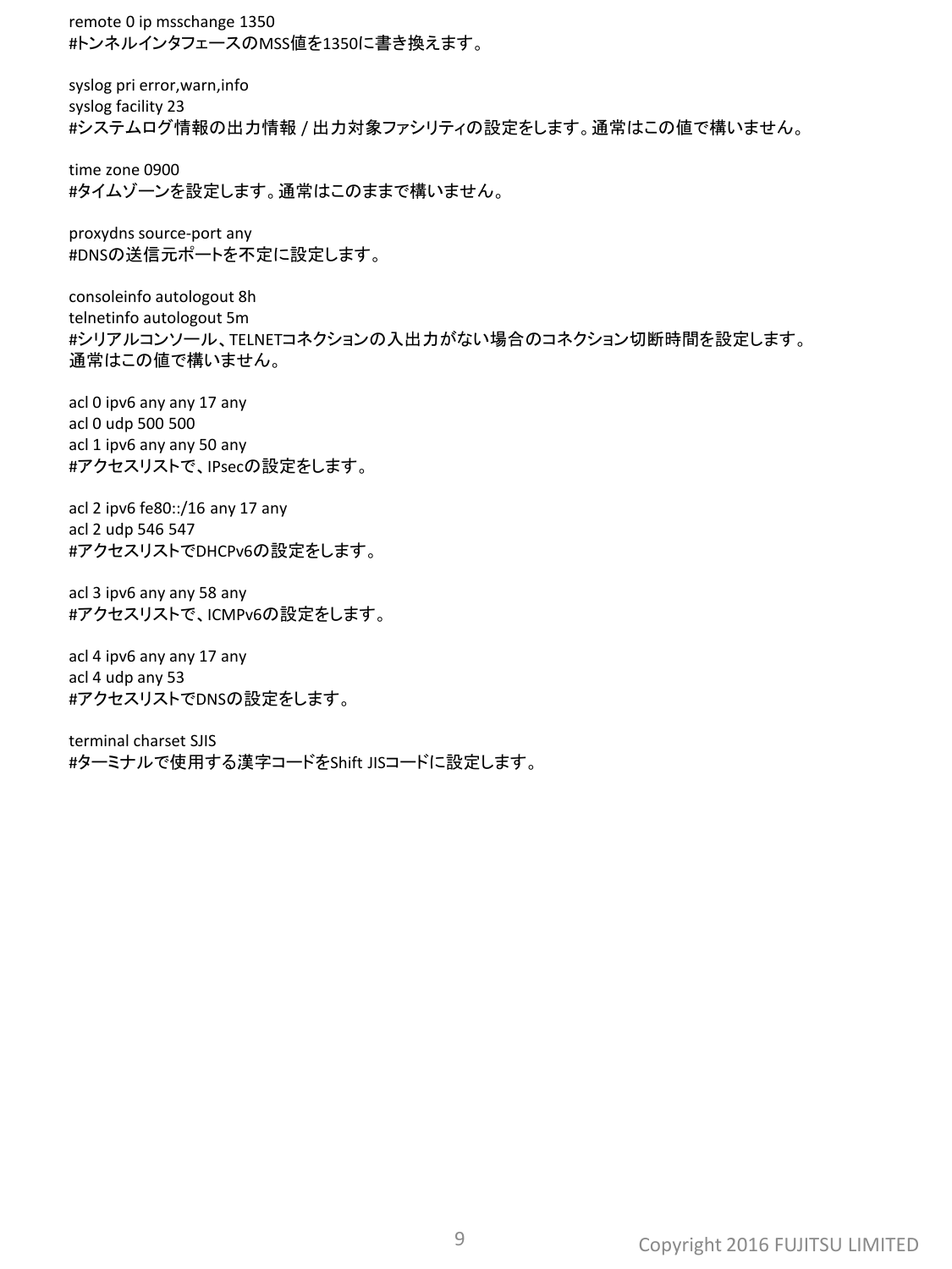remote 0 ip msschange 1350
#トンネルインタフェースのMSS値を1350に書き換えます。

syslog pri error,warn,info
syslog facility 23
#システムログ情報の出力情報 / 出力対象ファシリティの設定をします。通常はこの値で構いません。

time zone 0900
#タイムゾーンを設定します。通常はこのままで構いません。

proxydns source-port any
#DNSの送信元ポートを不定に設定します。

consoleinfo autologout 8h
telnetinfo autologout 5m
#シリアルコンソール、TELNETコネクションの入出力がない場合のコネクション切断時間を設定します。
通常はこの値で構いません。

acl 0 ipv6 any any 17 any
acl 0 udp 500 500
acl 1 ipv6 any any 50 any
#アクセスリストで、IPsecの設定をします。

acl 2 ipv6 fe80::/16 any 17 any
acl 2 udp 546 547
#アクセスリストでDHCPv6の設定をします。

acl 3 ipv6 any any 58 any
#アクセスリストで、ICMPv6の設定をします。

acl 4 ipv6 any any 17 any
acl 4 udp any 53
#アクセスリストでDNSの設定をします。

terminal charset SJIS
#ターミナルで使用する漢字コードをShift JISコードに設定します。

Copyright 2016 FUJITSU LIMITED